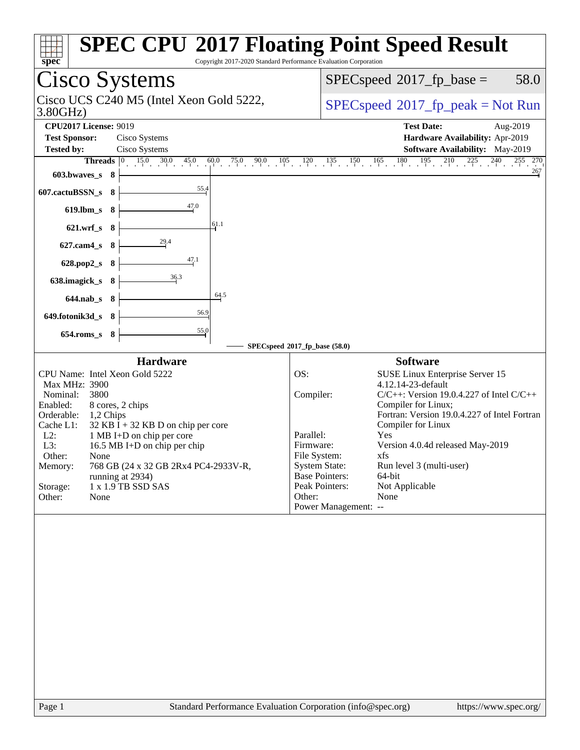# SPEC CPU 2017 Floating Point Speed Result

Copyright 2017-2020 Standard Performance Evaluation Corporation

## Cisco Systems

Cisco UCS C240 M5 (Intel Xeon Gold 5222, 3.80GHz)

SPECspeed 2017_fp_base = 58.0

SPECspeed 2017_fp_peak = Not Run

**CPU2017 License:** 9019
**Test Sponsor:** Cisco Systems
**Tested by:** Cisco Systems

**Test Date:** Aug-2019
**Hardware Availability:** Apr-2019
**Software Availability:** May-2019

| Benchmark | Threads | Base Ratio |
|---|---|---|
| 603.bwaves_s | 8 | 267 |
| 607.cactuBSSN_s | 8 | 55.4 |
| 619.lbm_s | 8 | 47.0 |
| 621.wrf_s | 8 | 61.1 |
| 627.cam4_s | 8 | 29.4 |
| 628.pop2_s | 8 | 47.1 |
| 638.imagick_s | 8 | 36.3 |
| 644.nab_s | 8 | 64.5 |
| 649.fotonik3d_s | 8 | 56.9 |
| 654.roms_s | 8 | 55.0 |

SPECspeed 2017_fp_base (58.0)

### Hardware

| | |
|---|---|
| CPU Name: | Intel Xeon Gold 5222 |
| Max MHz: | 3900 |
| Nominal: | 3800 |
| Enabled: | 8 cores, 2 chips |
| Orderable: | 1,2 Chips |
| Cache L1: | 32 KB I + 32 KB D on chip per core |
| L2: | 1 MB I+D on chip per core |
| L3: | 16.5 MB I+D on chip per chip |
| Other: | None |
| Memory: | 768 GB (24 x 32 GB 2Rx4 PC4-2933V-R, running at 2934) |
| Storage: | 1 x 1.9 TB SSD SAS |
| Other: | None |

### Software

| | |
|---|---|
| OS: | SUSE Linux Enterprise Server 15 4.12.14-23-default |
| Compiler: | C/C++: Version 19.0.4.227 of Intel C/C++ Compiler for Linux; Fortran: Version 19.0.4.227 of Intel Fortran Compiler for Linux |
| Parallel: | Yes |
| Firmware: | Version 4.0.4d released May-2019 |
| File System: | xfs |
| System State: | Run level 3 (multi-user) |
| Base Pointers: | 64-bit |
| Peak Pointers: | Not Applicable |
| Other: | None |
| Power Management: | -- |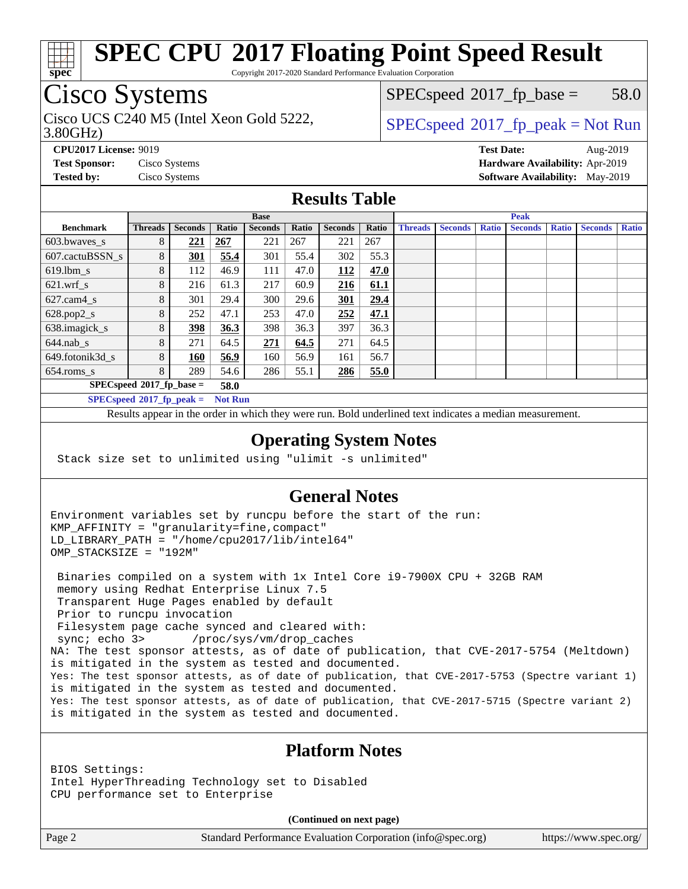# SPEC CPU 2017 Floating Point Speed Result

Copyright 2017-2020 Standard Performance Evaluation Corporation

## Cisco Systems

Cisco UCS C240 M5 (Intel Xeon Gold 5222, 3.80GHz)

SPECspeed 2017_fp_base = 58.0

SPECspeed 2017_fp_peak = Not Run

**CPU2017 License:** 9019
**Test Sponsor:** Cisco Systems
**Tested by:** Cisco Systems
**Test Date:** Aug-2019
**Hardware Availability:** Apr-2019
**Software Availability:** May-2019

## Results Table

| Benchmark | Base | | | | | | | Peak | | | | | | |
|---|---|---|---|---|---|---|---|---|---|---|---|---|---|---|
| | Threads | Seconds | Ratio | Seconds | Ratio | Seconds | Ratio | Threads | Seconds | Ratio | Seconds | Ratio | Seconds | Ratio |
| 603.bwaves_s | 8 | **221** | **267** | 221 | 267 | 221 | 267 | | | | | | | |
| 607.cactuBSSN_s | 8 | **301** | **55.4** | 301 | 55.4 | 302 | 55.3 | | | | | | | |
| 619.lbm_s | 8 | 112 | 46.9 | 111 | 47.0 | **112** | **47.0** | | | | | | | |
| 621.wrf_s | 8 | 216 | 61.3 | 217 | 60.9 | **216** | **61.1** | | | | | | | |
| 627.cam4_s | 8 | 301 | 29.4 | 300 | 29.6 | **301** | **29.4** | | | | | | | |
| 628.pop2_s | 8 | 252 | 47.1 | 253 | 47.0 | **252** | **47.1** | | | | | | | |
| 638.imagick_s | 8 | **398** | **36.3** | 398 | 36.3 | 397 | 36.3 | | | | | | | |
| 644.nab_s | 8 | 271 | 64.5 | **271** | **64.5** | 271 | 64.5 | | | | | | | |
| 649.fotonik3d_s | 8 | **160** | **56.9** | 160 | 56.9 | 161 | 56.7 | | | | | | | |
| 654.roms_s | 8 | 289 | 54.6 | 286 | 55.1 | **286** | **55.0** | | | | | | | |

**SPECspeed 2017_fp_base = 58.0**

**SPECspeed 2017_fp_peak = Not Run**

Results appear in the order in which they were run. Bold underlined text indicates a median measurement.

## Operating System Notes

```
Stack size set to unlimited using "ulimit -s unlimited"
```

## General Notes

```
Environment variables set by runcpu before the start of the run:
KMP_AFFINITY = "granularity=fine,compact"
LD_LIBRARY_PATH = "/home/cpu2017/lib/intel64"
OMP_STACKSIZE = "192M"

 Binaries compiled on a system with 1x Intel Core i9-7900X CPU + 32GB RAM
 memory using Redhat Enterprise Linux 7.5
 Transparent Huge Pages enabled by default
 Prior to runcpu invocation
 Filesystem page cache synced and cleared with:
 sync; echo 3>       /proc/sys/vm/drop_caches
NA: The test sponsor attests, as of date of publication, that CVE-2017-5754 (Meltdown)
is mitigated in the system as tested and documented.
Yes: The test sponsor attests, as of date of publication, that CVE-2017-5753 (Spectre variant 1)
is mitigated in the system as tested and documented.
Yes: The test sponsor attests, as of date of publication, that CVE-2017-5715 (Spectre variant 2)
is mitigated in the system as tested and documented.
```

## Platform Notes

```
BIOS Settings:
Intel HyperThreading Technology set to Disabled
CPU performance set to Enterprise
```

**(Continued on next page)**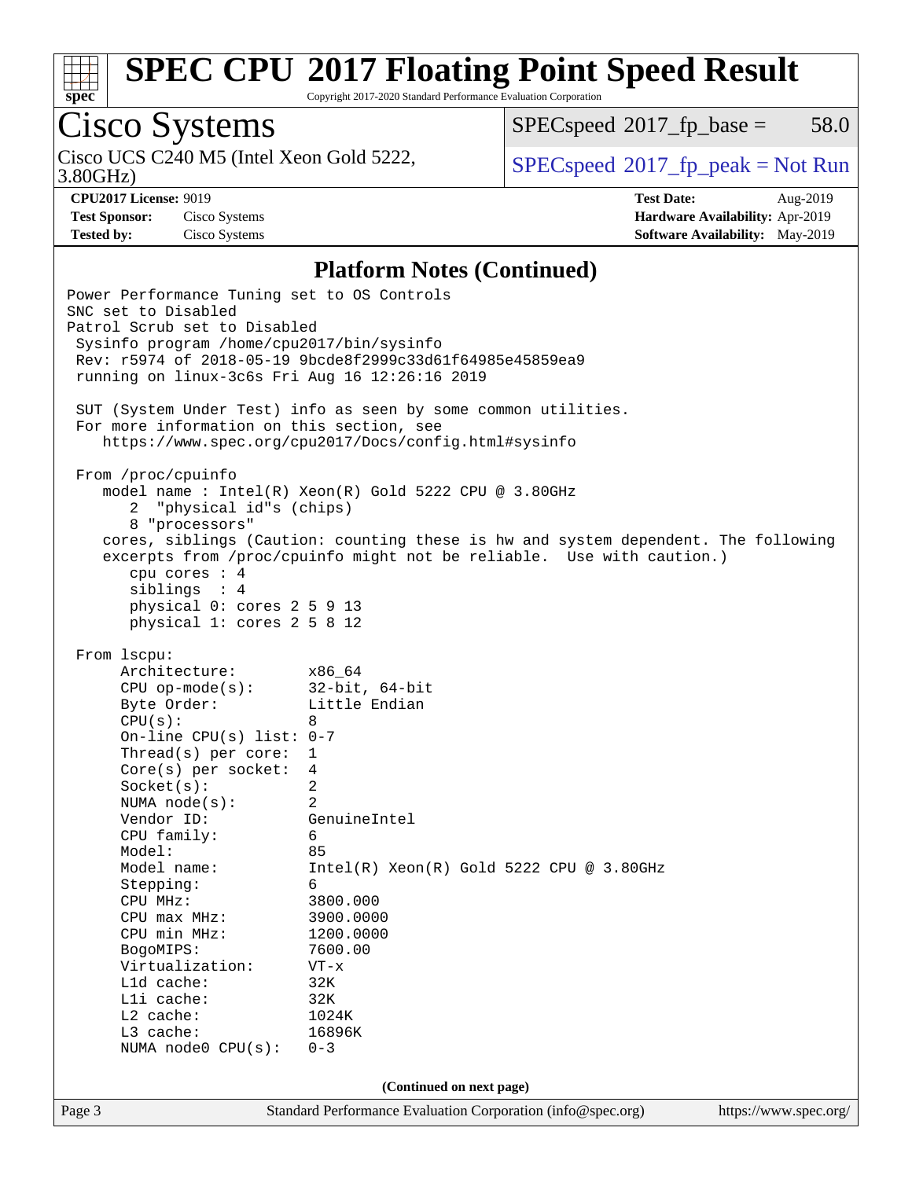# SPEC CPU 2017 Floating Point Speed Result

Copyright 2017-2020 Standard Performance Evaluation Corporation

## Cisco Systems

Cisco UCS C240 M5 (Intel Xeon Gold 5222, 3.80GHz)

SPECspeed 2017_fp_base = 58.0

SPECspeed 2017_fp_peak = Not Run

**CPU2017 License:** 9019
**Test Sponsor:** Cisco Systems
**Tested by:** Cisco Systems

**Test Date:** Aug-2019
**Hardware Availability:** Apr-2019
**Software Availability:** May-2019

### Platform Notes (Continued)

```
Power Performance Tuning set to OS Controls
SNC set to Disabled
Patrol Scrub set to Disabled
 Sysinfo program /home/cpu2017/bin/sysinfo
 Rev: r5974 of 2018-05-19 9bcde8f2999c33d61f64985e45859ea9
 running on linux-3c6s Fri Aug 16 12:26:16 2019

 SUT (System Under Test) info as seen by some common utilities.
 For more information on this section, see
    https://www.spec.org/cpu2017/Docs/config.html#sysinfo

 From /proc/cpuinfo
    model name : Intel(R) Xeon(R) Gold 5222 CPU @ 3.80GHz
       2  "physical id"s (chips)
       8 "processors"
    cores, siblings (Caution: counting these is hw and system dependent. The following
    excerpts from /proc/cpuinfo might not be reliable.  Use with caution.)
       cpu cores : 4
       siblings  : 4
       physical 0: cores 2 5 9 13
       physical 1: cores 2 5 8 12

 From lscpu:
      Architecture:          x86_64
      CPU op-mode(s):        32-bit, 64-bit
      Byte Order:            Little Endian
      CPU(s):                8
      On-line CPU(s) list: 0-7
      Thread(s) per core:  1
      Core(s) per socket:  4
      Socket(s):             2
      NUMA node(s):          2
      Vendor ID:             GenuineIntel
      CPU family:            6
      Model:                 85
      Model name:            Intel(R) Xeon(R) Gold 5222 CPU @ 3.80GHz
      Stepping:              6
      CPU MHz:               3800.000
      CPU max MHz:           3900.0000
      CPU min MHz:           1200.0000
      BogoMIPS:              7600.00
      Virtualization:        VT-x
      L1d cache:             32K
      L1i cache:             32K
      L2 cache:              1024K
      L3 cache:              16896K
      NUMA node0 CPU(s):   0-3
```

(Continued on next page)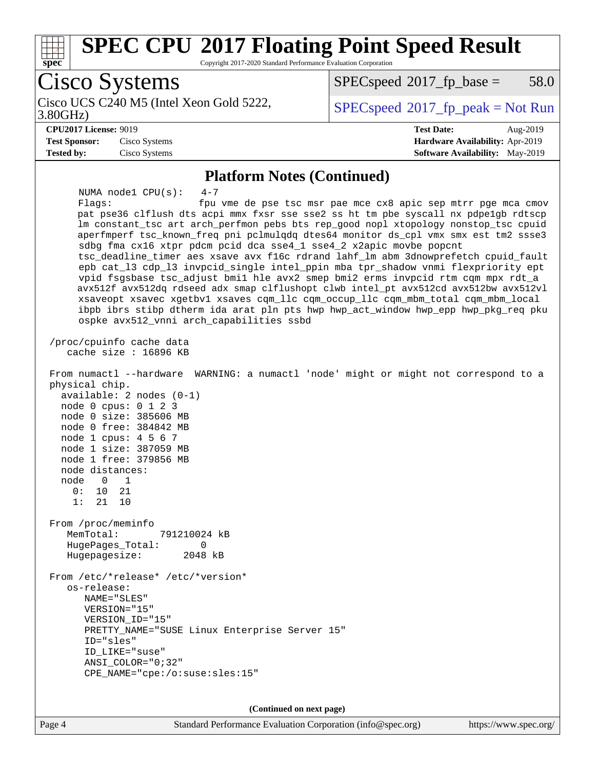# SPEC CPU 2017 Floating Point Speed Result

Copyright 2017-2020 Standard Performance Evaluation Corporation

## Cisco Systems

Cisco UCS C240 M5 (Intel Xeon Gold 5222, 3.80GHz)

SPECspeed 2017_fp_base = 58.0

SPECspeed 2017_fp_peak = Not Run

**CPU2017 License:** 9019
**Test Sponsor:** Cisco Systems
**Tested by:** Cisco Systems

**Test Date:** Aug-2019
**Hardware Availability:** Apr-2019
**Software Availability:** May-2019

### Platform Notes (Continued)

```
      NUMA node1 CPU(s):   4-7
      Flags:               fpu vme de pse tsc msr pae mce cx8 apic sep mtrr pge mca cmov
      pat pse36 clflush dts acpi mmx fxsr sse sse2 ss ht tm pbe syscall nx pdpe1gb rdtscp
      lm constant_tsc art arch_perfmon pebs bts rep_good nopl xtopology nonstop_tsc cpuid
      aperfmperf tsc_known_freq pni pclmulqdq dtes64 monitor ds_cpl vmx smx est tm2 ssse3
      sdbg fma cx16 xtpr pdcm pcid dca sse4_1 sse4_2 x2apic movbe popcnt
      tsc_deadline_timer aes xsave avx f16c rdrand lahf_lm abm 3dnowprefetch cpuid_fault
      epb cat_l3 cdp_l3 invpcid_single intel_ppin mba tpr_shadow vnmi flexpriority ept
      vpid fsgsbase tsc_adjust bmi1 hle avx2 smep bmi2 erms invpcid rtm cqm mpx rdt_a
      avx512f avx512dq rdseed adx smap clflushopt clwb intel_pt avx512cd avx512bw avx512vl
      xsaveopt xsavec xgetbv1 xsaves cqm_llc cqm_occup_llc cqm_mbm_total cqm_mbm_local
      ibpb ibrs stibp dtherm ida arat pln pts hwp hwp_act_window hwp_epp hwp_pkg_req pku
      ospke avx512_vnni arch_capabilities ssbd

 /proc/cpuinfo cache data
    cache size : 16896 KB

 From numactl --hardware  WARNING: a numactl 'node' might or might not correspond to a
 physical chip.
   available: 2 nodes (0-1)
   node 0 cpus: 0 1 2 3
   node 0 size: 385606 MB
   node 0 free: 384842 MB
   node 1 cpus: 4 5 6 7
   node 1 size: 387059 MB
   node 1 free: 379856 MB
   node distances:
   node   0   1
     0:  10  21
     1:  21  10

 From /proc/meminfo
    MemTotal:       791210024 kB
    HugePages_Total:       0
    Hugepagesize:       2048 kB

 From /etc/*release* /etc/*version*
    os-release:
       NAME="SLES"
       VERSION="15"
       VERSION_ID="15"
       PRETTY_NAME="SUSE Linux Enterprise Server 15"
       ID="sles"
       ID_LIKE="suse"
       ANSI_COLOR="0;32"
       CPE_NAME="cpe:/o:suse:sles:15"
```

**(Continued on next page)**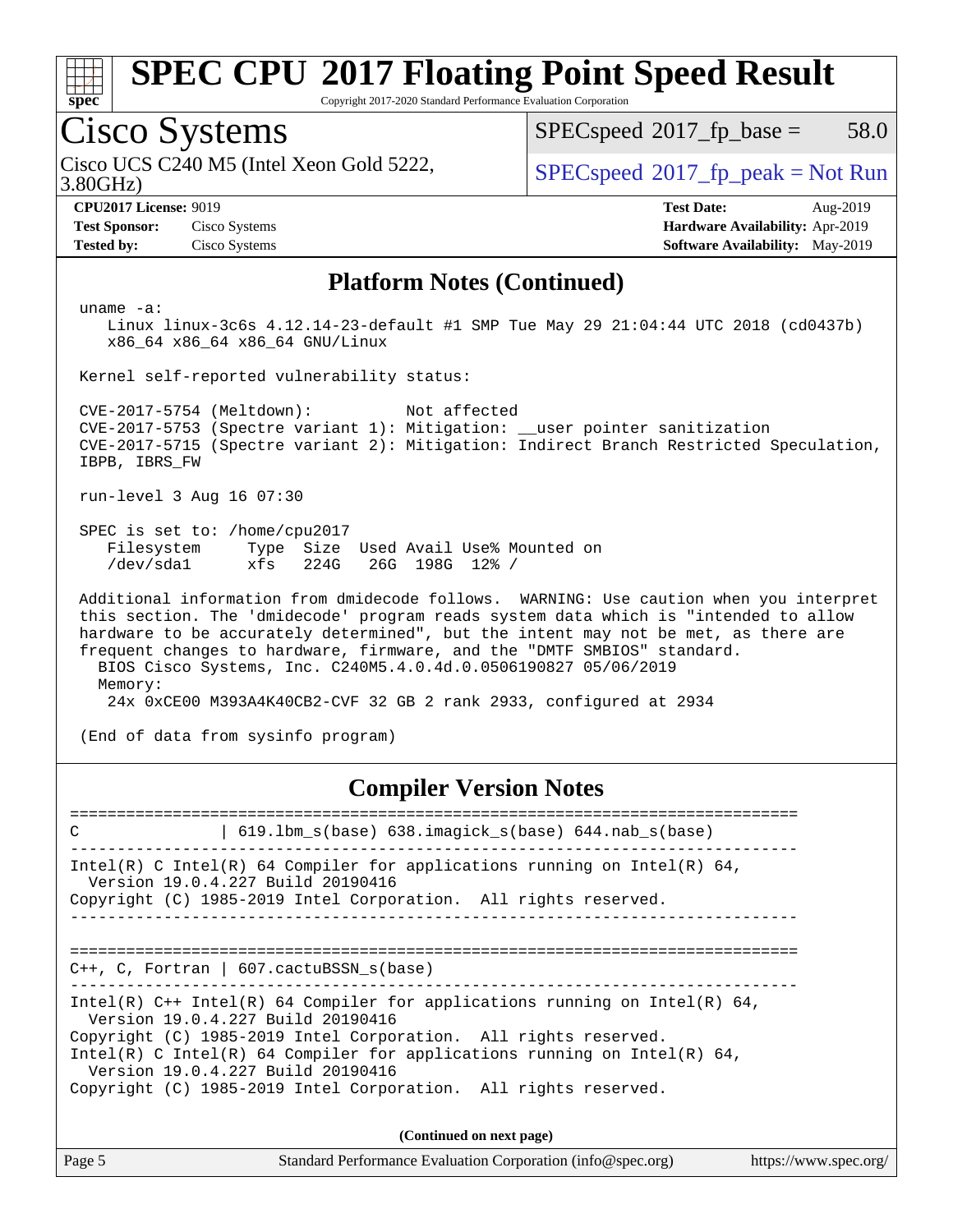# SPEC CPU 2017 Floating Point Speed Result

Copyright 2017-2020 Standard Performance Evaluation Corporation

## Cisco Systems

Cisco UCS C240 M5 (Intel Xeon Gold 5222, 3.80GHz)

SPECspeed 2017_fp_base = 58.0

SPECspeed 2017_fp_peak = Not Run

**CPU2017 License:** 9019
**Test Sponsor:** Cisco Systems
**Tested by:** Cisco Systems

**Test Date:** Aug-2019
**Hardware Availability:** Apr-2019
**Software Availability:** May-2019

### Platform Notes (Continued)

```
uname -a:
   Linux linux-3c6s 4.12.14-23-default #1 SMP Tue May 29 21:04:44 UTC 2018 (cd0437b)
   x86_64 x86_64 x86_64 GNU/Linux

Kernel self-reported vulnerability status:

CVE-2017-5754 (Meltdown):          Not affected
CVE-2017-5753 (Spectre variant 1): Mitigation: __user pointer sanitization
CVE-2017-5715 (Spectre variant 2): Mitigation: Indirect Branch Restricted Speculation,
IBPB, IBRS_FW

run-level 3 Aug 16 07:30

SPEC is set to: /home/cpu2017
   Filesystem     Type  Size  Used Avail Use% Mounted on
   /dev/sda1      xfs   224G   26G  198G  12% /

Additional information from dmidecode follows.  WARNING: Use caution when you interpret
this section. The 'dmidecode' program reads system data which is "intended to allow
hardware to be accurately determined", but the intent may not be met, as there are
frequent changes to hardware, firmware, and the "DMTF SMBIOS" standard.
  BIOS Cisco Systems, Inc. C240M5.4.0.4d.0.0506190827 05/06/2019
  Memory:
    24x 0xCE00 M393A4K40CB2-CVF 32 GB 2 rank 2933, configured at 2934

(End of data from sysinfo program)
```

### Compiler Version Notes

```
==============================================================================
C               | 619.lbm_s(base) 638.imagick_s(base) 644.nab_s(base)
------------------------------------------------------------------------------
Intel(R) C Intel(R) 64 Compiler for applications running on Intel(R) 64,
  Version 19.0.4.227 Build 20190416
Copyright (C) 1985-2019 Intel Corporation.  All rights reserved.
------------------------------------------------------------------------------

==============================================================================
C++, C, Fortran | 607.cactuBSSN_s(base)
------------------------------------------------------------------------------
Intel(R) C++ Intel(R) 64 Compiler for applications running on Intel(R) 64,
  Version 19.0.4.227 Build 20190416
Copyright (C) 1985-2019 Intel Corporation.  All rights reserved.
Intel(R) C Intel(R) 64 Compiler for applications running on Intel(R) 64,
  Version 19.0.4.227 Build 20190416
Copyright (C) 1985-2019 Intel Corporation.  All rights reserved.
```

(Continued on next page)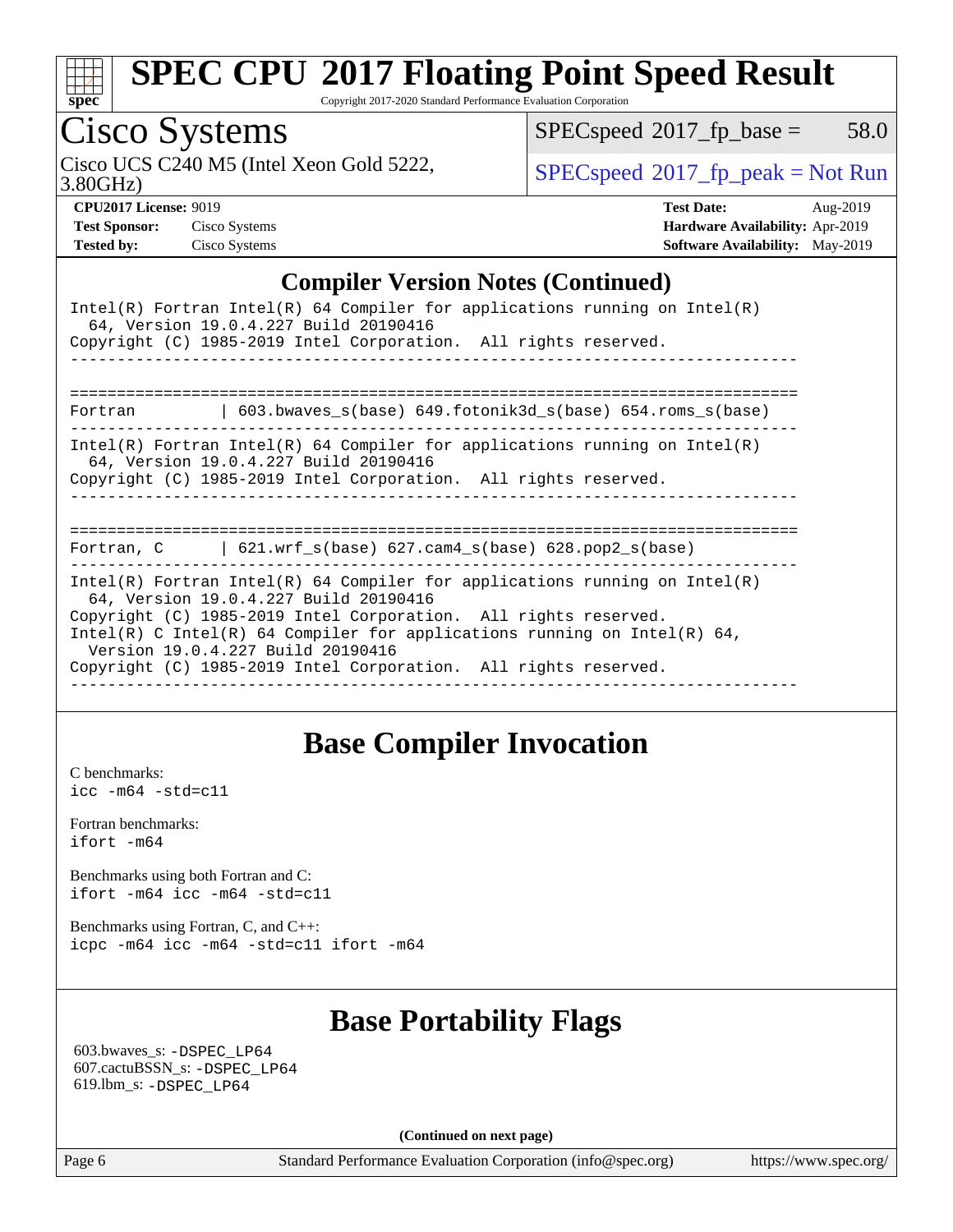## Compiler Version Notes (Continued)

```
Intel(R) Fortran Intel(R) 64 Compiler for applications running on Intel(R)
  64, Version 19.0.4.227 Build 20190416
Copyright (C) 1985-2019 Intel Corporation.  All rights reserved.
------------------------------------------------------------------------------

==============================================================================
Fortran         | 603.bwaves_s(base) 649.fotonik3d_s(base) 654.roms_s(base)
------------------------------------------------------------------------------
Intel(R) Fortran Intel(R) 64 Compiler for applications running on Intel(R)
  64, Version 19.0.4.227 Build 20190416
Copyright (C) 1985-2019 Intel Corporation.  All rights reserved.
------------------------------------------------------------------------------

==============================================================================
Fortran, C      | 621.wrf_s(base) 627.cam4_s(base) 628.pop2_s(base)
------------------------------------------------------------------------------
Intel(R) Fortran Intel(R) 64 Compiler for applications running on Intel(R)
  64, Version 19.0.4.227 Build 20190416
Copyright (C) 1985-2019 Intel Corporation.  All rights reserved.
Intel(R) C Intel(R) 64 Compiler for applications running on Intel(R) 64,
  Version 19.0.4.227 Build 20190416
Copyright (C) 1985-2019 Intel Corporation.  All rights reserved.
------------------------------------------------------------------------------
```

## Base Compiler Invocation

C benchmarks:
`icc -m64 -std=c11`

Fortran benchmarks:
`ifort -m64`

Benchmarks using both Fortran and C:
`ifort -m64 icc -m64 -std=c11`

Benchmarks using Fortran, C, and C++:
`icpc -m64 icc -m64 -std=c11 ifort -m64`

## Base Portability Flags

603.bwaves_s: `-DSPEC_LP64`
607.cactuBSSN_s: `-DSPEC_LP64`
619.lbm_s: `-DSPEC_LP64`

**(Continued on next page)**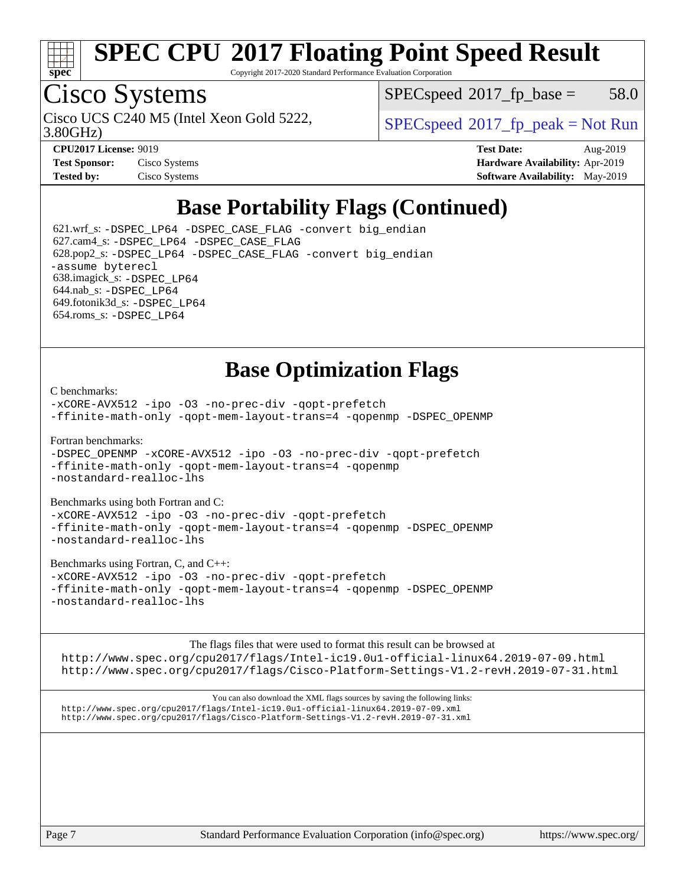# SPEC CPU 2017 Floating Point Speed Result

Copyright 2017-2020 Standard Performance Evaluation Corporation

## Cisco Systems

Cisco UCS C240 M5 (Intel Xeon Gold 5222, 3.80GHz)

SPECspeed 2017_fp_base = 58.0

SPECspeed 2017_fp_peak = Not Run

**CPU2017 License:** 9019
**Test Sponsor:** Cisco Systems
**Tested by:** Cisco Systems

**Test Date:** Aug-2019
**Hardware Availability:** Apr-2019
**Software Availability:** May-2019

## Base Portability Flags (Continued)

621.wrf_s: -DSPEC_LP64 -DSPEC_CASE_FLAG -convert big_endian
627.cam4_s: -DSPEC_LP64 -DSPEC_CASE_FLAG
628.pop2_s: -DSPEC_LP64 -DSPEC_CASE_FLAG -convert big_endian -assume byterecl
638.imagick_s: -DSPEC_LP64
644.nab_s: -DSPEC_LP64
649.fotonik3d_s: -DSPEC_LP64
654.roms_s: -DSPEC_LP64

## Base Optimization Flags

C benchmarks:
-xCORE-AVX512 -ipo -O3 -no-prec-div -qopt-prefetch
-ffinite-math-only -qopt-mem-layout-trans=4 -qopenmp -DSPEC_OPENMP

Fortran benchmarks:
-DSPEC_OPENMP -xCORE-AVX512 -ipo -O3 -no-prec-div -qopt-prefetch
-ffinite-math-only -qopt-mem-layout-trans=4 -qopenmp
-nostandard-realloc-lhs

Benchmarks using both Fortran and C:
-xCORE-AVX512 -ipo -O3 -no-prec-div -qopt-prefetch
-ffinite-math-only -qopt-mem-layout-trans=4 -qopenmp -DSPEC_OPENMP
-nostandard-realloc-lhs

Benchmarks using Fortran, C, and C++:
-xCORE-AVX512 -ipo -O3 -no-prec-div -qopt-prefetch
-ffinite-math-only -qopt-mem-layout-trans=4 -qopenmp -DSPEC_OPENMP
-nostandard-realloc-lhs

The flags files that were used to format this result can be browsed at
http://www.spec.org/cpu2017/flags/Intel-ic19.0u1-official-linux64.2019-07-09.html
http://www.spec.org/cpu2017/flags/Cisco-Platform-Settings-V1.2-revH.2019-07-31.html

You can also download the XML flags sources by saving the following links:
http://www.spec.org/cpu2017/flags/Intel-ic19.0u1-official-linux64.2019-07-09.xml
http://www.spec.org/cpu2017/flags/Cisco-Platform-Settings-V1.2-revH.2019-07-31.xml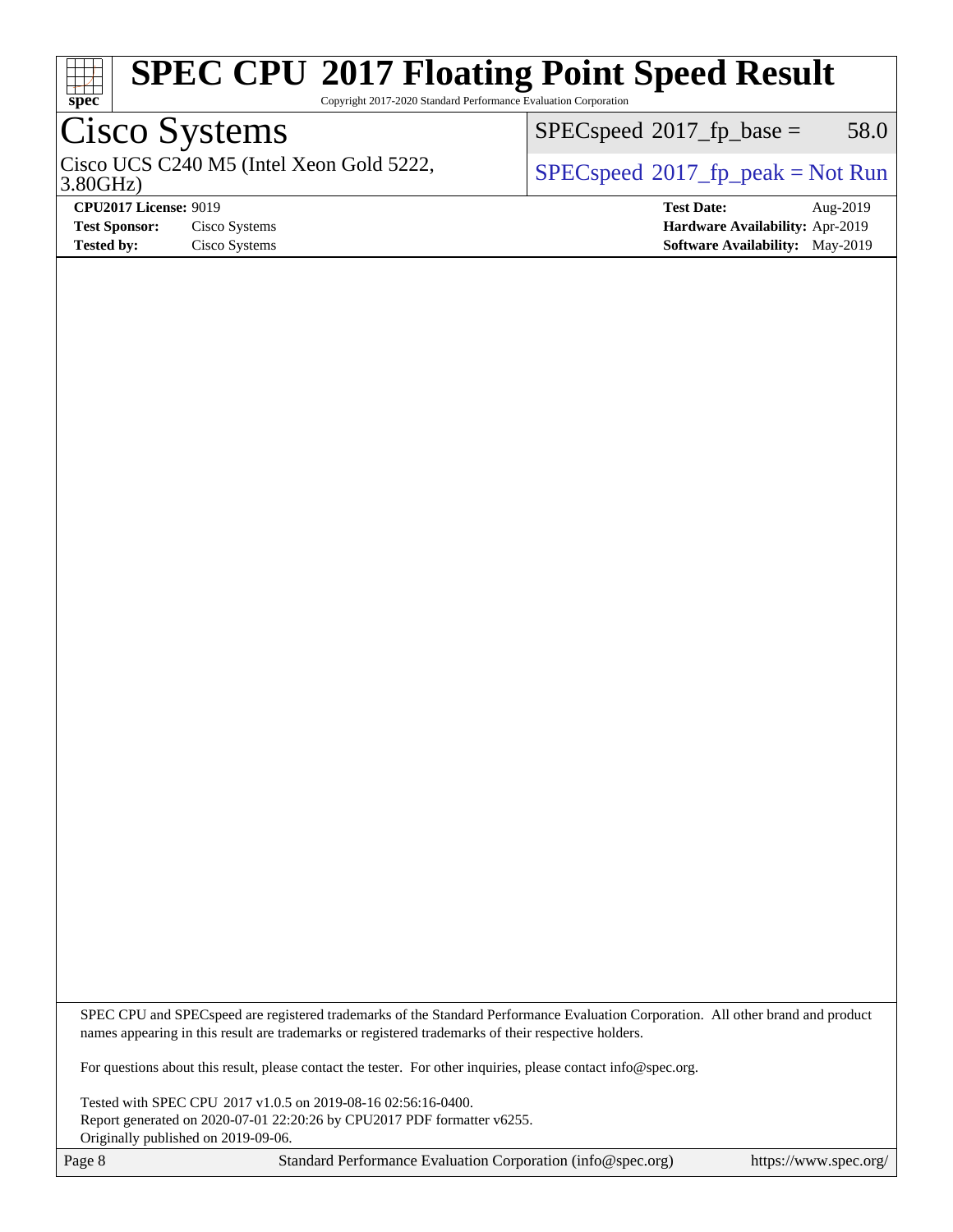# SPEC CPU 2017 Floating Point Speed Result

Copyright 2017-2020 Standard Performance Evaluation Corporation

## Cisco Systems

Cisco UCS C240 M5 (Intel Xeon Gold 5222, 3.80GHz)

SPECspeed 2017_fp_base = 58.0

SPECspeed 2017_fp_peak = Not Run

**CPU2017 License:** 9019
**Test Sponsor:** Cisco Systems
**Tested by:** Cisco Systems

**Test Date:** Aug-2019
**Hardware Availability:** Apr-2019
**Software Availability:** May-2019

SPEC CPU and SPECspeed are registered trademarks of the Standard Performance Evaluation Corporation. All other brand and product names appearing in this result are trademarks or registered trademarks of their respective holders.

For questions about this result, please contact the tester. For other inquiries, please contact info@spec.org.

Tested with SPEC CPU 2017 v1.0.5 on 2019-08-16 02:56:16-0400.
Report generated on 2020-07-01 22:20:26 by CPU2017 PDF formatter v6255.
Originally published on 2019-09-06.